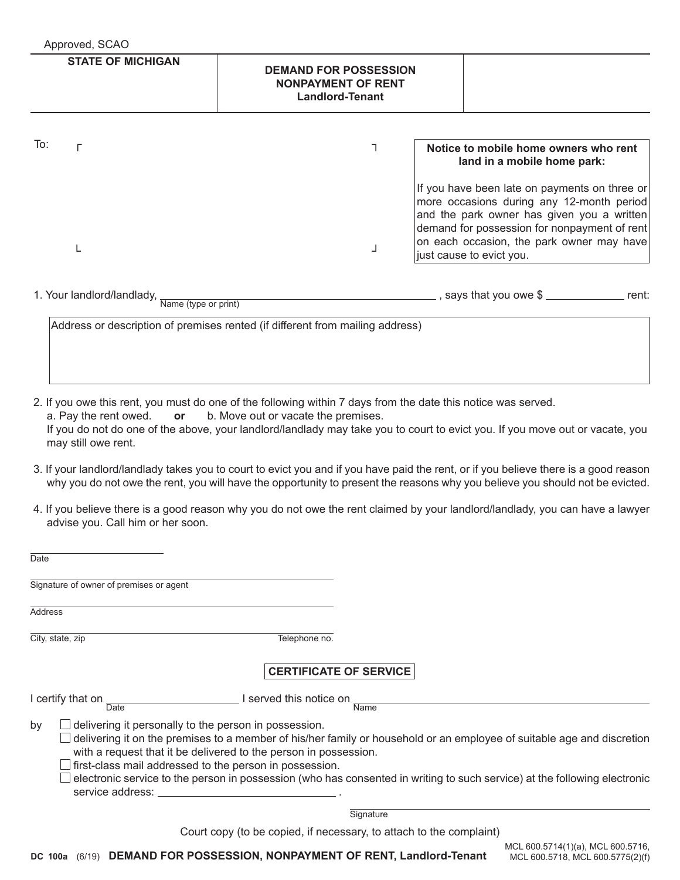Approved, SCAO

| STATE OF MICHIGAN | DEMAND FOR POSSESSION<br>NONPAYMENT OF RENT<br>Landlord-Tenant | |
|---|---|---|

To:

**Notice to mobile home owners who rent land in a mobile home park:**

If you have been late on payments on three or more occasions during any 12-month period and the park owner has given you a written demand for possession for nonpayment of rent on each occasion, the park owner may have just cause to evict you.

1. Your landlord/landlady, ______________________________ , says that you owe $ __________ rent:
   Name (type or print)

Address or description of premises rented (if different from mailing address)

2. If you owe this rent, you must do one of the following within 7 days from the date this notice was served.
   a. Pay the rent owed. **or** b. Move out or vacate the premises.
   If you do not do one of the above, your landlord/landlady may take you to court to evict you. If you move out or vacate, you may still owe rent.

3. If your landlord/landlady takes you to court to evict you and if you have paid the rent, or if you believe there is a good reason why you do not owe the rent, you will have the opportunity to present the reasons why you believe you should not be evicted.

4. If you believe there is a good reason why you do not owe the rent claimed by your landlord/landlady, you can have a lawyer advise you. Call him or her soon.

______________________
Date

______________________________________
Signature of owner of premises or agent

______________________________________
Address

______________________________________
City, state, zip Telephone no.

## CERTIFICATE OF SERVICE

I certify that on ____________________ I served this notice on ______________________________
Date Name

by
- ☐ delivering it personally to the person in possession.
- ☐ delivering it on the premises to a member of his/her family or household or an employee of suitable age and discretion with a request that it be delivered to the person in possession.
- ☐ first-class mail addressed to the person in possession.
- ☐ electronic service to the person in possession (who has consented in writing to such service) at the following electronic service address: ______________________ .

______________________________
Signature

Court copy (to be copied, if necessary, to attach to the complaint)

DC 100a (6/19) **DEMAND FOR POSSESSION, NONPAYMENT OF RENT, Landlord-Tenant**

MCL 600.5714(1)(a), MCL 600.5716, MCL 600.5718, MCL 600.5775(2)(f)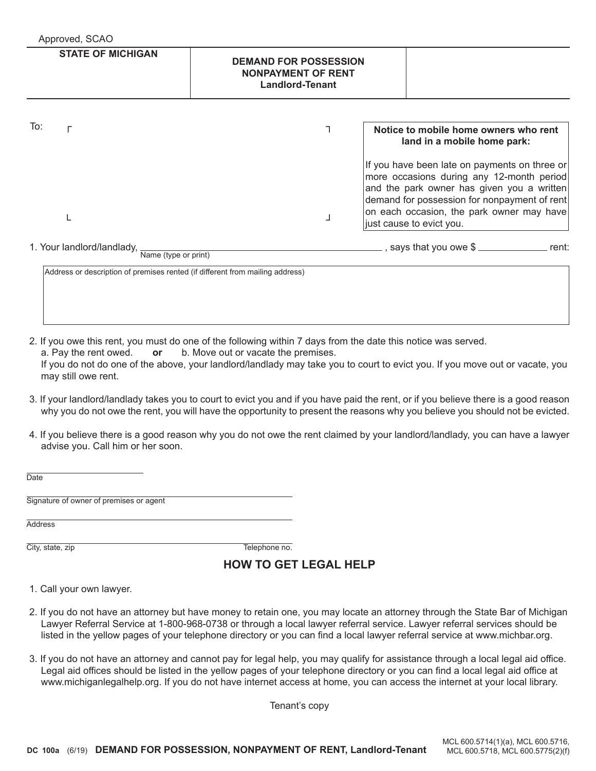Approved, SCAO

| STATE OF MICHIGAN | DEMAND FOR POSSESSION<br>NONPAYMENT OF RENT<br>Landlord-Tenant | |
|---|---|---|

To:

**Notice to mobile home owners who rent land in a mobile home park:**

If you have been late on payments on three or more occasions during any 12-month period and the park owner has given you a written demand for possession for nonpayment of rent on each occasion, the park owner may have just cause to evict you.

1. Your landlord/landlady, ______________________________ , says that you owe $ ____________ rent:
Name (type or print)

Address or description of premises rented (if different from mailing address)

2. If you owe this rent, you must do one of the following within 7 days from the date this notice was served.
   a. Pay the rent owed. **or** b. Move out or vacate the premises.
   If you do not do one of the above, your landlord/landlady may take you to court to evict you. If you move out or vacate, you may still owe rent.

3. If your landlord/landlady takes you to court to evict you and if you have paid the rent, or if you believe there is a good reason why you do not owe the rent, you will have the opportunity to present the reasons why you believe you should not be evicted.

4. If you believe there is a good reason why you do not owe the rent claimed by your landlord/landlady, you can have a lawyer advise you. Call him or her soon.

______________________
Date

______________________
Signature of owner of premises or agent

______________________
Address

______________________
City, state, zip Telephone no.

## HOW TO GET LEGAL HELP

1. Call your own lawyer.

2. If you do not have an attorney but have money to retain one, you may locate an attorney through the State Bar of Michigan Lawyer Referral Service at 1-800-968-0738 or through a local lawyer referral service. Lawyer referral services should be listed in the yellow pages of your telephone directory or you can find a local lawyer referral service at www.michbar.org.

3. If you do not have an attorney and cannot pay for legal help, you may qualify for assistance through a local legal aid office. Legal aid offices should be listed in the yellow pages of your telephone directory or you can find a local legal aid office at www.michiganlegalhelp.org. If you do not have internet access at home, you can access the internet at your local library.

Tenant's copy

DC 100a (6/19) **DEMAND FOR POSSESSION, NONPAYMENT OF RENT, Landlord-Tenant** MCL 600.5714(1)(a), MCL 600.5716, MCL 600.5718, MCL 600.5775(2)(f)